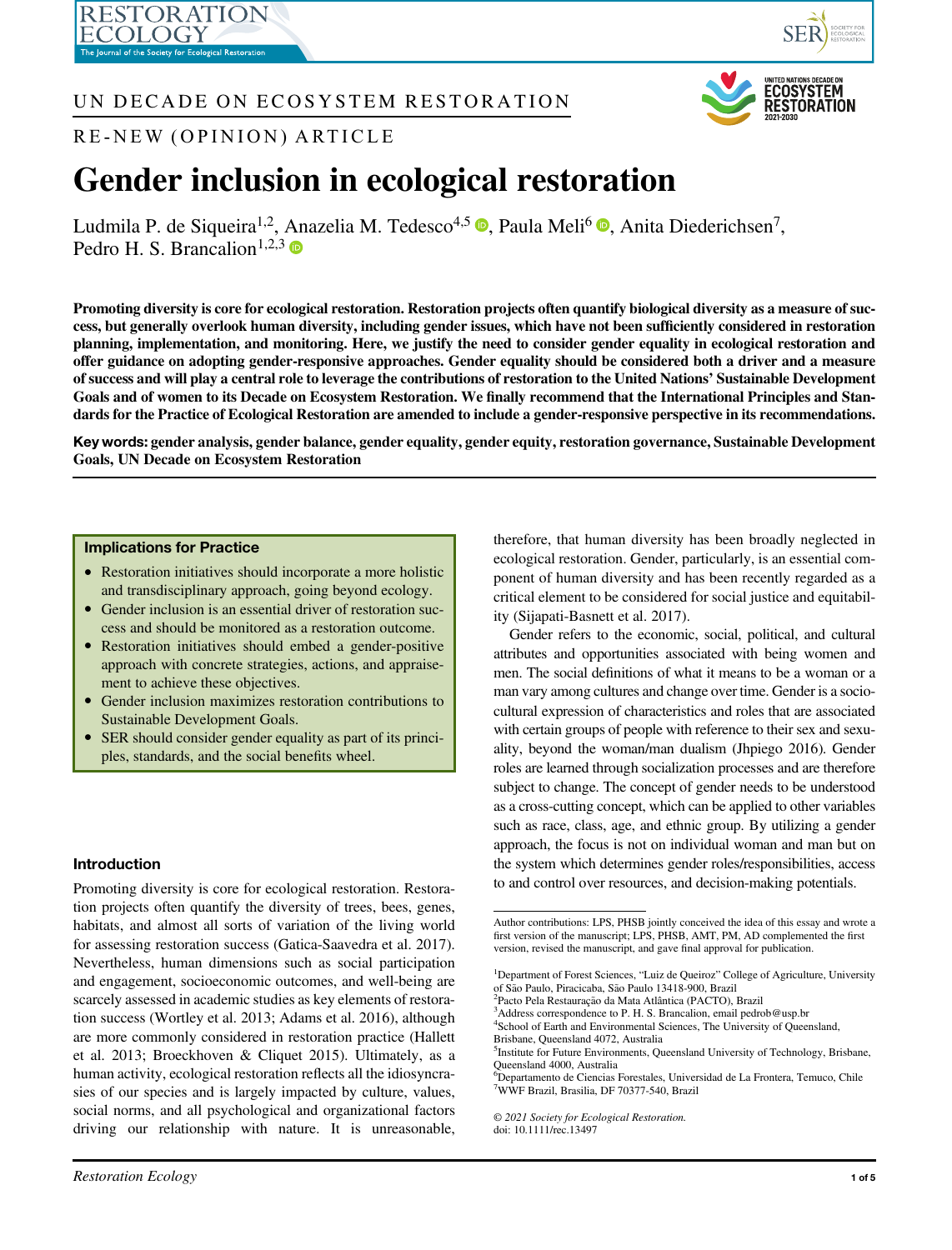UN DECADE ON ECOSYSTEM RESTORATION

RE-NEW (OPINION) ARTICLE

# Gender inclusion in ecological restoration

Ludmila P. de Siqueira[1,2], Anazelia M. Tedesco[4,5], Paula Meli[6], Anita Diederichsen[7], Pedro H. S. Brancalion[1,2,3]

**Promoting diversity is core for ecological restoration. Restoration projects often quantify biological diversity as a measure of success, but generally overlook human diversity, including gender issues, which have not been sufficiently considered in restoration planning, implementation, and monitoring. Here, we justify the need to consider gender equality in ecological restoration and offer guidance on adopting gender-responsive approaches. Gender equality should be considered both a driver and a measure of success and will play a central role to leverage the contributions of restoration to the United Nations' Sustainable Development Goals and of women to its Decade on Ecosystem Restoration. We finally recommend that the International Principles and Standards for the Practice of Ecological Restoration are amended to include a gender-responsive perspective in its recommendations.**

**Key words: gender analysis, gender balance, gender equality, gender equity, restoration governance, Sustainable Development Goals, UN Decade on Ecosystem Restoration**

### Implications for Practice

- Restoration initiatives should incorporate a more holistic and transdisciplinary approach, going beyond ecology.
- Gender inclusion is an essential driver of restoration success and should be monitored as a restoration outcome.
- Restoration initiatives should embed a gender-positive approach with concrete strategies, actions, and appraisement to achieve these objectives.
- Gender inclusion maximizes restoration contributions to Sustainable Development Goals.
- SER should consider gender equality as part of its principles, standards, and the social benefits wheel.

## Introduction

Promoting diversity is core for ecological restoration. Restoration projects often quantify the diversity of trees, bees, genes, habitats, and almost all sorts of variation of the living world for assessing restoration success (Gatica-Saavedra et al. 2017). Nevertheless, human dimensions such as social participation and engagement, socioeconomic outcomes, and well-being are scarcely assessed in academic studies as key elements of restoration success (Wortley et al. 2013; Adams et al. 2016), although are more commonly considered in restoration practice (Hallett et al. 2013; Broeckhoven & Cliquet 2015). Ultimately, as a human activity, ecological restoration reflects all the idiosyncrasies of our species and is largely impacted by culture, values, social norms, and all psychological and organizational factors driving our relationship with nature. It is unreasonable, therefore, that human diversity has been broadly neglected in ecological restoration. Gender, particularly, is an essential component of human diversity and has been recently regarded as a critical element to be considered for social justice and equitability (Sijapati-Basnett et al. 2017).

Gender refers to the economic, social, political, and cultural attributes and opportunities associated with being women and men. The social definitions of what it means to be a woman or a man vary among cultures and change over time. Gender is a sociocultural expression of characteristics and roles that are associated with certain groups of people with reference to their sex and sexuality, beyond the woman/man dualism (Jhpiego 2016). Gender roles are learned through socialization processes and are therefore subject to change. The concept of gender needs to be understood as a cross-cutting concept, which can be applied to other variables such as race, class, age, and ethnic group. By utilizing a gender approach, the focus is not on individual woman and man but on the system which determines gender roles/responsibilities, access to and control over resources, and decision-making potentials.

Author contributions: LPS, PHSB jointly conceived the idea of this essay and wrote a first version of the manuscript; LPS, PHSB, AMT, PM, AD complemented the first version, revised the manuscript, and gave final approval for publication.

[1]Department of Forest Sciences, "Luiz de Queiroz" College of Agriculture, University of São Paulo, Piracicaba, São Paulo 13418-900, Brazil
[2]Pacto Pela Restauração da Mata Atlântica (PACTO), Brazil
[3]Address correspondence to P. H. S. Brancalion, email pedrob@usp.br
[4]School of Earth and Environmental Sciences, The University of Queensland, Brisbane, Queensland 4072, Australia
[5]Institute for Future Environments, Queensland University of Technology, Brisbane, Queensland 4000, Australia
[6]Departamento de Ciencias Forestales, Universidad de La Frontera, Temuco, Chile
[7]WWF Brazil, Brasilia, DF 70377-540, Brazil

© 2021 Society for Ecological Restoration.
doi: 10.1111/rec.13497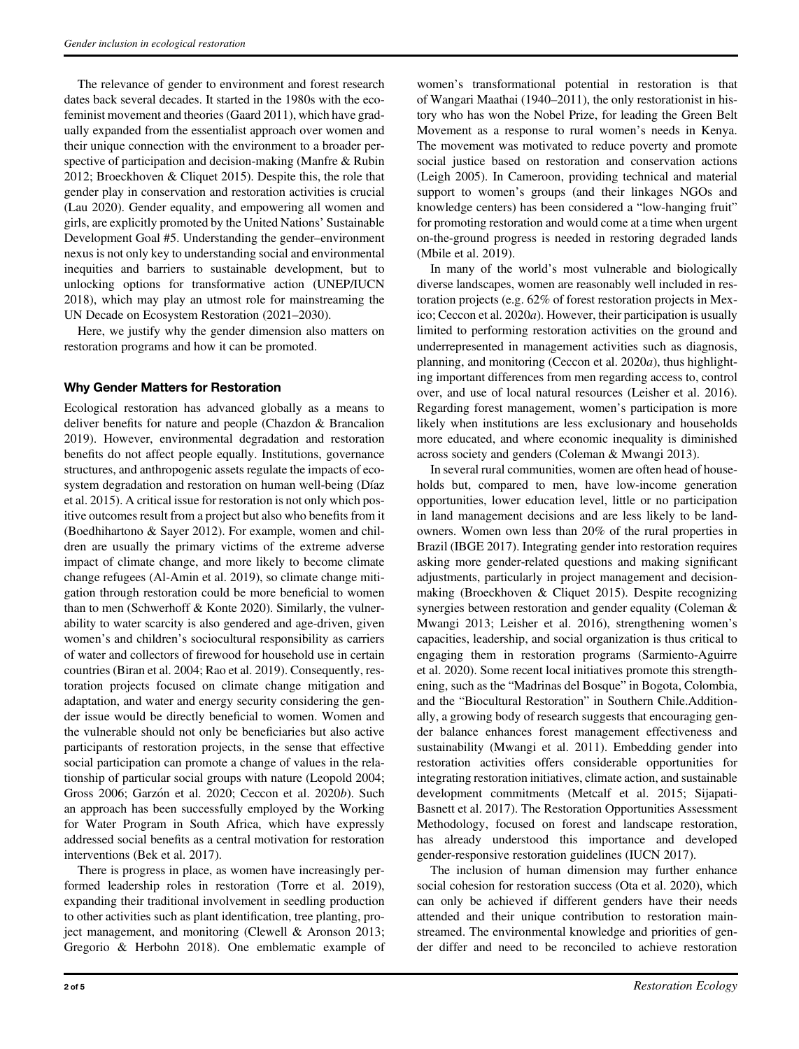The relevance of gender to environment and forest research dates back several decades. It started in the 1980s with the ecofeminist movement and theories (Gaard 2011), which have gradually expanded from the essentialist approach over women and their unique connection with the environment to a broader perspective of participation and decision-making (Manfre & Rubin 2012; Broeckhoven & Cliquet 2015). Despite this, the role that gender play in conservation and restoration activities is crucial (Lau 2020). Gender equality, and empowering all women and girls, are explicitly promoted by the United Nations' Sustainable Development Goal #5. Understanding the gender–environment nexus is not only key to understanding social and environmental inequities and barriers to sustainable development, but to unlocking options for transformative action (UNEP/IUCN 2018), which may play an utmost role for mainstreaming the UN Decade on Ecosystem Restoration (2021–2030).

Here, we justify why the gender dimension also matters on restoration programs and how it can be promoted.

## Why Gender Matters for Restoration

Ecological restoration has advanced globally as a means to deliver benefits for nature and people (Chazdon & Brancalion 2019). However, environmental degradation and restoration benefits do not affect people equally. Institutions, governance structures, and anthropogenic assets regulate the impacts of ecosystem degradation and restoration on human well-being (Díaz et al. 2015). A critical issue for restoration is not only which positive outcomes result from a project but also who benefits from it (Boedhihartono & Sayer 2012). For example, women and children are usually the primary victims of the extreme adverse impact of climate change, and more likely to become climate change refugees (Al-Amin et al. 2019), so climate change mitigation through restoration could be more beneficial to women than to men (Schwerhoff & Konte 2020). Similarly, the vulnerability to water scarcity is also gendered and age-driven, given women's and children's sociocultural responsibility as carriers of water and collectors of firewood for household use in certain countries (Biran et al. 2004; Rao et al. 2019). Consequently, restoration projects focused on climate change mitigation and adaptation, and water and energy security considering the gender issue would be directly beneficial to women. Women and the vulnerable should not only be beneficiaries but also active participants of restoration projects, in the sense that effective social participation can promote a change of values in the relationship of particular social groups with nature (Leopold 2004; Gross 2006; Garzón et al. 2020; Ceccon et al. 2020*b*). Such an approach has been successfully employed by the Working for Water Program in South Africa, which have expressly addressed social benefits as a central motivation for restoration interventions (Bek et al. 2017).

There is progress in place, as women have increasingly performed leadership roles in restoration (Torre et al. 2019), expanding their traditional involvement in seedling production to other activities such as plant identification, tree planting, project management, and monitoring (Clewell & Aronson 2013; Gregorio & Herbohn 2018). One emblematic example of women's transformational potential in restoration is that of Wangari Maathai (1940–2011), the only restorationist in history who has won the Nobel Prize, for leading the Green Belt Movement as a response to rural women's needs in Kenya. The movement was motivated to reduce poverty and promote social justice based on restoration and conservation actions (Leigh 2005). In Cameroon, providing technical and material support to women's groups (and their linkages NGOs and knowledge centers) has been considered a "low-hanging fruit" for promoting restoration and would come at a time when urgent on-the-ground progress is needed in restoring degraded lands (Mbile et al. 2019).

In many of the world's most vulnerable and biologically diverse landscapes, women are reasonably well included in restoration projects (e.g. 62% of forest restoration projects in Mexico; Ceccon et al. 2020*a*). However, their participation is usually limited to performing restoration activities on the ground and underrepresented in management activities such as diagnosis, planning, and monitoring (Ceccon et al. 2020*a*), thus highlighting important differences from men regarding access to, control over, and use of local natural resources (Leisher et al. 2016). Regarding forest management, women's participation is more likely when institutions are less exclusionary and households more educated, and where economic inequality is diminished across society and genders (Coleman & Mwangi 2013).

In several rural communities, women are often head of households but, compared to men, have low-income generation opportunities, lower education level, little or no participation in land management decisions and are less likely to be landowners. Women own less than 20% of the rural properties in Brazil (IBGE 2017). Integrating gender into restoration requires asking more gender-related questions and making significant adjustments, particularly in project management and decision-making (Broeckhoven & Cliquet 2015). Despite recognizing synergies between restoration and gender equality (Coleman & Mwangi 2013; Leisher et al. 2016), strengthening women's capacities, leadership, and social organization is thus critical to engaging them in restoration programs (Sarmiento-Aguirre et al. 2020). Some recent local initiatives promote this strengthening, such as the "Madrinas del Bosque" in Bogota, Colombia, and the "Biocultural Restoration" in Southern Chile.Additionally, a growing body of research suggests that encouraging gender balance enhances forest management effectiveness and sustainability (Mwangi et al. 2011). Embedding gender into restoration activities offers considerable opportunities for integrating restoration initiatives, climate action, and sustainable development commitments (Metcalf et al. 2015; Sijapati-Basnett et al. 2017). The Restoration Opportunities Assessment Methodology, focused on forest and landscape restoration, has already understood this importance and developed gender-responsive restoration guidelines (IUCN 2017).

The inclusion of human dimension may further enhance social cohesion for restoration success (Ota et al. 2020), which can only be achieved if different genders have their needs attended and their unique contribution to restoration mainstreamed. The environmental knowledge and priorities of gender differ and need to be reconciled to achieve restoration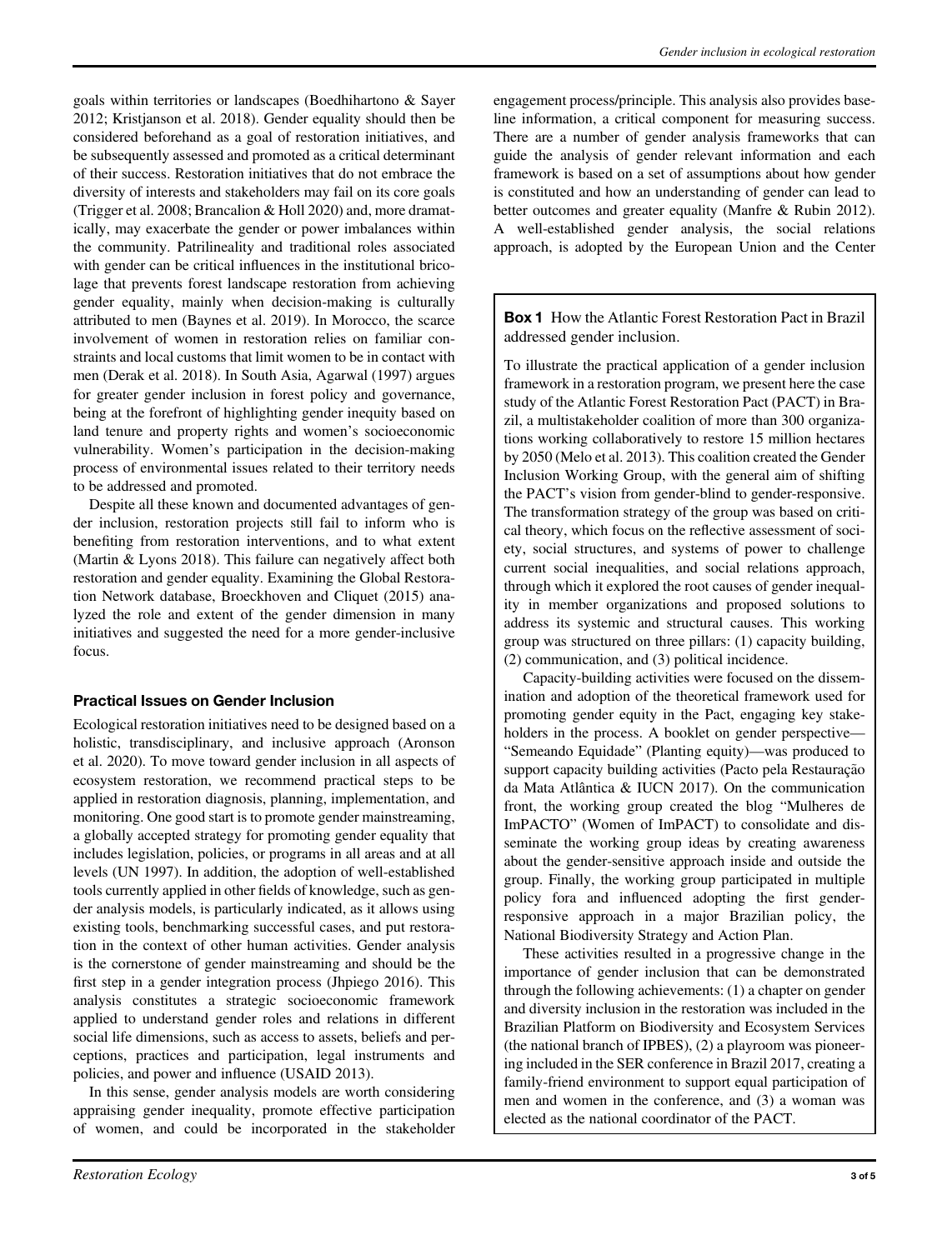goals within territories or landscapes (Boedhihartono & Sayer 2012; Kristjanson et al. 2018). Gender equality should then be considered beforehand as a goal of restoration initiatives, and be subsequently assessed and promoted as a critical determinant of their success. Restoration initiatives that do not embrace the diversity of interests and stakeholders may fail on its core goals (Trigger et al. 2008; Brancalion & Holl 2020) and, more dramatically, may exacerbate the gender or power imbalances within the community. Patrilineality and traditional roles associated with gender can be critical influences in the institutional bricolage that prevents forest landscape restoration from achieving gender equality, mainly when decision-making is culturally attributed to men (Baynes et al. 2019). In Morocco, the scarce involvement of women in restoration relies on familiar constraints and local customs that limit women to be in contact with men (Derak et al. 2018). In South Asia, Agarwal (1997) argues for greater gender inclusion in forest policy and governance, being at the forefront of highlighting gender inequity based on land tenure and property rights and women's socioeconomic vulnerability. Women's participation in the decision-making process of environmental issues related to their territory needs to be addressed and promoted.

Despite all these known and documented advantages of gender inclusion, restoration projects still fail to inform who is benefiting from restoration interventions, and to what extent (Martin & Lyons 2018). This failure can negatively affect both restoration and gender equality. Examining the Global Restoration Network database, Broeckhoven and Cliquet (2015) analyzed the role and extent of the gender dimension in many initiatives and suggested the need for a more gender-inclusive focus.

## Practical Issues on Gender Inclusion

Ecological restoration initiatives need to be designed based on a holistic, transdisciplinary, and inclusive approach (Aronson et al. 2020). To move toward gender inclusion in all aspects of ecosystem restoration, we recommend practical steps to be applied in restoration diagnosis, planning, implementation, and monitoring. One good start is to promote gender mainstreaming, a globally accepted strategy for promoting gender equality that includes legislation, policies, or programs in all areas and at all levels (UN 1997). In addition, the adoption of well-established tools currently applied in other fields of knowledge, such as gender analysis models, is particularly indicated, as it allows using existing tools, benchmarking successful cases, and put restoration in the context of other human activities. Gender analysis is the cornerstone of gender mainstreaming and should be the first step in a gender integration process (Jhpiego 2016). This analysis constitutes a strategic socioeconomic framework applied to understand gender roles and relations in different social life dimensions, such as access to assets, beliefs and perceptions, practices and participation, legal instruments and policies, and power and influence (USAID 2013).

In this sense, gender analysis models are worth considering appraising gender inequality, promote effective participation of women, and could be incorporated in the stakeholder engagement process/principle. This analysis also provides baseline information, a critical component for measuring success. There are a number of gender analysis frameworks that can guide the analysis of gender relevant information and each framework is based on a set of assumptions about how gender is constituted and how an understanding of gender can lead to better outcomes and greater equality (Manfre & Rubin 2012). A well-established gender analysis, the social relations approach, is adopted by the European Union and the Center

> **Box 1** How the Atlantic Forest Restoration Pact in Brazil addressed gender inclusion.
>
> To illustrate the practical application of a gender inclusion framework in a restoration program, we present here the case study of the Atlantic Forest Restoration Pact (PACT) in Brazil, a multistakeholder coalition of more than 300 organizations working collaboratively to restore 15 million hectares by 2050 (Melo et al. 2013). This coalition created the Gender Inclusion Working Group, with the general aim of shifting the PACT's vision from gender-blind to gender-responsive. The transformation strategy of the group was based on critical theory, which focus on the reflective assessment of society, social structures, and systems of power to challenge current social inequalities, and social relations approach, through which it explored the root causes of gender inequality in member organizations and proposed solutions to address its systemic and structural causes. This working group was structured on three pillars: (1) capacity building, (2) communication, and (3) political incidence.
>
> Capacity-building activities were focused on the dissemination and adoption of the theoretical framework used for promoting gender equity in the Pact, engaging key stakeholders in the process. A booklet on gender perspective—"Semeando Equidade" (Planting equity)—was produced to support capacity building activities (Pacto pela Restauração da Mata Atlântica & IUCN 2017). On the communication front, the working group created the blog "Mulheres de ImPACTO" (Women of ImPACT) to consolidate and disseminate the working group ideas by creating awareness about the gender-sensitive approach inside and outside the group. Finally, the working group participated in multiple policy fora and influenced adopting the first gender-responsive approach in a major Brazilian policy, the National Biodiversity Strategy and Action Plan.
>
> These activities resulted in a progressive change in the importance of gender inclusion that can be demonstrated through the following achievements: (1) a chapter on gender and diversity inclusion in the restoration was included in the Brazilian Platform on Biodiversity and Ecosystem Services (the national branch of IPBES), (2) a playroom was pioneering included in the SER conference in Brazil 2017, creating a family-friend environment to support equal participation of men and women in the conference, and (3) a woman was elected as the national coordinator of the PACT.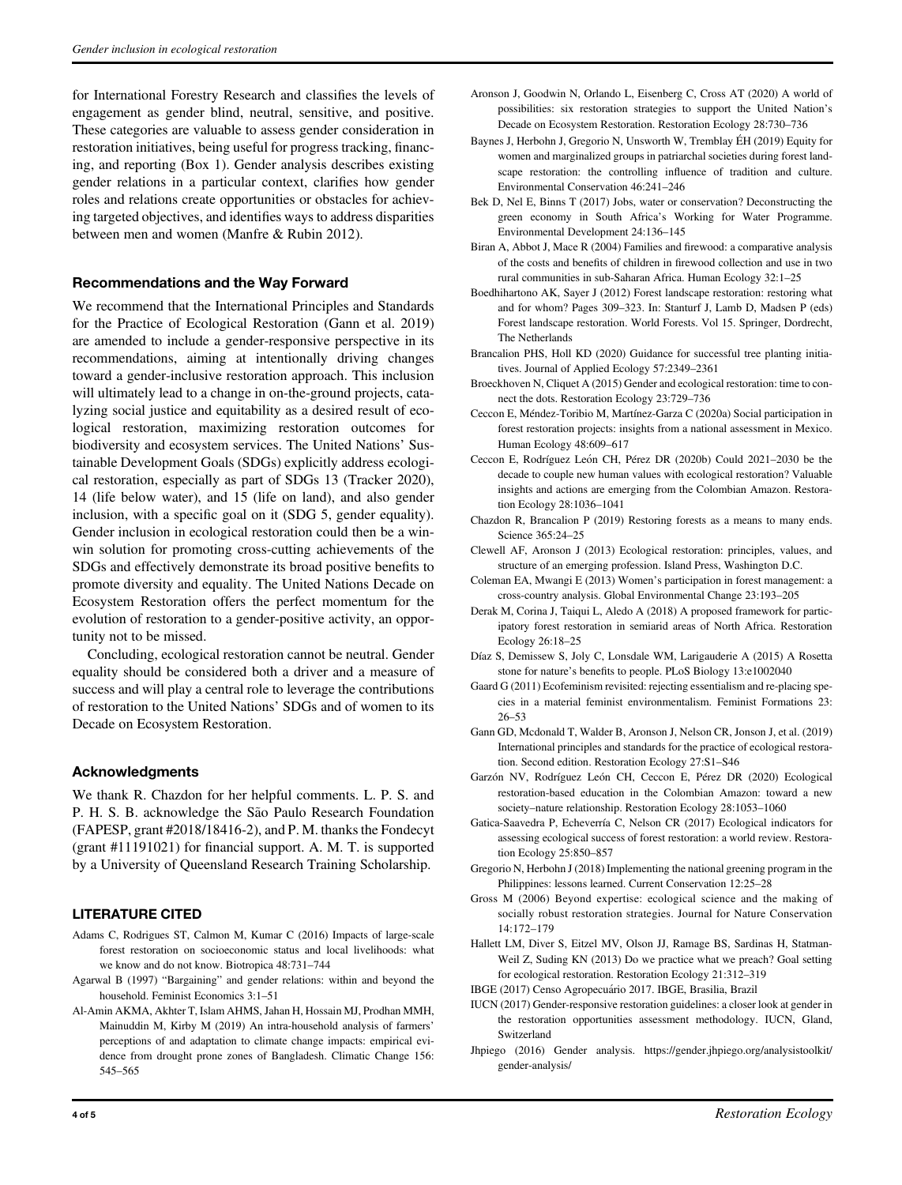for International Forestry Research and classifies the levels of engagement as gender blind, neutral, sensitive, and positive. These categories are valuable to assess gender consideration in restoration initiatives, being useful for progress tracking, financing, and reporting (Box 1). Gender analysis describes existing gender relations in a particular context, clarifies how gender roles and relations create opportunities or obstacles for achieving targeted objectives, and identifies ways to address disparities between men and women (Manfre & Rubin 2012).

## Recommendations and the Way Forward

We recommend that the International Principles and Standards for the Practice of Ecological Restoration (Gann et al. 2019) are amended to include a gender-responsive perspective in its recommendations, aiming at intentionally driving changes toward a gender-inclusive restoration approach. This inclusion will ultimately lead to a change in on-the-ground projects, catalyzing social justice and equitability as a desired result of ecological restoration, maximizing restoration outcomes for biodiversity and ecosystem services. The United Nations' Sustainable Development Goals (SDGs) explicitly address ecological restoration, especially as part of SDGs 13 (Tracker 2020), 14 (life below water), and 15 (life on land), and also gender inclusion, with a specific goal on it (SDG 5, gender equality). Gender inclusion in ecological restoration could then be a win-win solution for promoting cross-cutting achievements of the SDGs and effectively demonstrate its broad positive benefits to promote diversity and equality. The United Nations Decade on Ecosystem Restoration offers the perfect momentum for the evolution of restoration to a gender-positive activity, an opportunity not to be missed.

Concluding, ecological restoration cannot be neutral. Gender equality should be considered both a driver and a measure of success and will play a central role to leverage the contributions of restoration to the United Nations' SDGs and of women to its Decade on Ecosystem Restoration.

## Acknowledgments

We thank R. Chazdon for her helpful comments. L. P. S. and P. H. S. B. acknowledge the São Paulo Research Foundation (FAPESP, grant #2018/18416-2), and P. M. thanks the Fondecyt (grant #11191021) for financial support. A. M. T. is supported by a University of Queensland Research Training Scholarship.

## LITERATURE CITED

Adams C, Rodrigues ST, Calmon M, Kumar C (2016) Impacts of large-scale forest restoration on socioeconomic status and local livelihoods: what we know and do not know. Biotropica 48:731–744

Agarwal B (1997) "Bargaining" and gender relations: within and beyond the household. Feminist Economics 3:1–51

Al-Amin AKMA, Akhter T, Islam AHMS, Jahan H, Hossain MJ, Prodhan MMH, Mainuddin M, Kirby M (2019) An intra-household analysis of farmers' perceptions of and adaptation to climate change impacts: empirical evidence from drought prone zones of Bangladesh. Climatic Change 156: 545–565

Aronson J, Goodwin N, Orlando L, Eisenberg C, Cross AT (2020) A world of possibilities: six restoration strategies to support the United Nation's Decade on Ecosystem Restoration. Restoration Ecology 28:730–736

Baynes J, Herbohn J, Gregorio N, Unsworth W, Tremblay ÉH (2019) Equity for women and marginalized groups in patriarchal societies during forest landscape restoration: the controlling influence of tradition and culture. Environmental Conservation 46:241–246

Bek D, Nel E, Binns T (2017) Jobs, water or conservation? Deconstructing the green economy in South Africa's Working for Water Programme. Environmental Development 24:136–145

Biran A, Abbot J, Mace R (2004) Families and firewood: a comparative analysis of the costs and benefits of children in firewood collection and use in two rural communities in sub-Saharan Africa. Human Ecology 32:1–25

Boedhihartono AK, Sayer J (2012) Forest landscape restoration: restoring what and for whom? Pages 309–323. In: Stanturf J, Lamb D, Madsen P (eds) Forest landscape restoration. World Forests. Vol 15. Springer, Dordrecht, The Netherlands

Brancalion PHS, Holl KD (2020) Guidance for successful tree planting initiatives. Journal of Applied Ecology 57:2349–2361

Broeckhoven N, Cliquet A (2015) Gender and ecological restoration: time to connect the dots. Restoration Ecology 23:729–736

Ceccon E, Méndez-Toribio M, Martínez-Garza C (2020a) Social participation in forest restoration projects: insights from a national assessment in Mexico. Human Ecology 48:609–617

Ceccon E, Rodríguez León CH, Pérez DR (2020b) Could 2021–2030 be the decade to couple new human values with ecological restoration? Valuable insights and actions are emerging from the Colombian Amazon. Restoration Ecology 28:1036–1041

Chazdon R, Brancalion P (2019) Restoring forests as a means to many ends. Science 365:24–25

Clewell AF, Aronson J (2013) Ecological restoration: principles, values, and structure of an emerging profession. Island Press, Washington D.C.

Coleman EA, Mwangi E (2013) Women's participation in forest management: a cross-country analysis. Global Environmental Change 23:193–205

Derak M, Corina J, Taiqui L, Aledo A (2018) A proposed framework for participatory forest restoration in semiarid areas of North Africa. Restoration Ecology 26:18–25

Díaz S, Demissew S, Joly C, Lonsdale WM, Larigauderie A (2015) A Rosetta stone for nature's benefits to people. PLoS Biology 13:e1002040

Gaard G (2011) Ecofeminism revisited: rejecting essentialism and re-placing species in a material feminist environmentalism. Feminist Formations 23: 26–53

Gann GD, Mcdonald T, Walder B, Aronson J, Nelson CR, Jonson J, et al. (2019) International principles and standards for the practice of ecological restoration. Second edition. Restoration Ecology 27:S1–S46

Garzón NV, Rodríguez León CH, Ceccon E, Pérez DR (2020) Ecological restoration-based education in the Colombian Amazon: toward a new society–nature relationship. Restoration Ecology 28:1053–1060

Gatica-Saavedra P, Echeverría C, Nelson CR (2017) Ecological indicators for assessing ecological success of forest restoration: a world review. Restoration Ecology 25:850–857

Gregorio N, Herbohn J (2018) Implementing the national greening program in the Philippines: lessons learned. Current Conservation 12:25–28

Gross M (2006) Beyond expertise: ecological science and the making of socially robust restoration strategies. Journal for Nature Conservation 14:172–179

Hallett LM, Diver S, Eitzel MV, Olson JJ, Ramage BS, Sardinas H, Statman-Weil Z, Suding KN (2013) Do we practice what we preach? Goal setting for ecological restoration. Restoration Ecology 21:312–319

IBGE (2017) Censo Agropecuário 2017. IBGE, Brasilia, Brazil

IUCN (2017) Gender-responsive restoration guidelines: a closer look at gender in the restoration opportunities assessment methodology. IUCN, Gland, Switzerland

Jhpiego (2016) Gender analysis. https://gender.jhpiego.org/analysistoolkit/gender-analysis/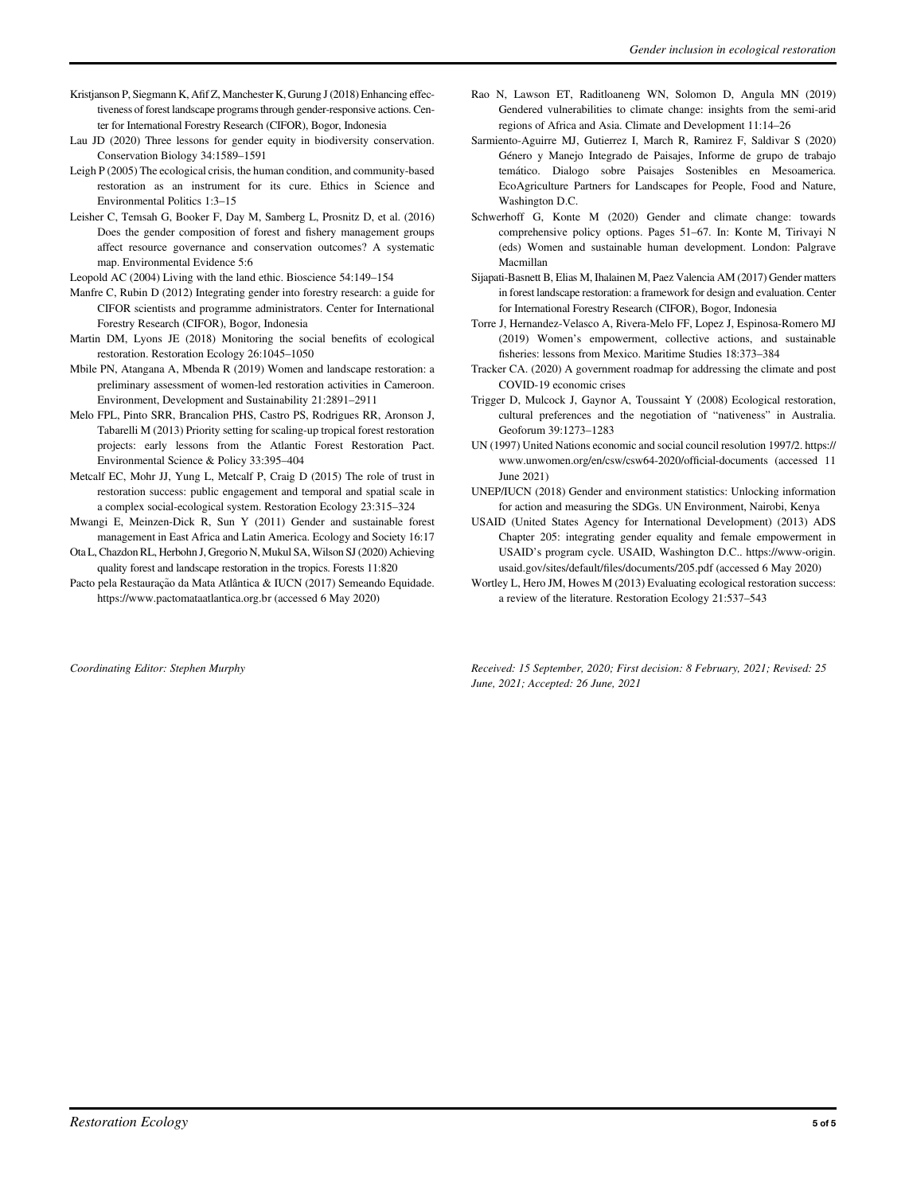Kristjanson P, Siegmann K, Afif Z, Manchester K, Gurung J (2018) Enhancing effectiveness of forest landscape programs through gender-responsive actions. Center for International Forestry Research (CIFOR), Bogor, Indonesia

Lau JD (2020) Three lessons for gender equity in biodiversity conservation. Conservation Biology 34:1589–1591

Leigh P (2005) The ecological crisis, the human condition, and community-based restoration as an instrument for its cure. Ethics in Science and Environmental Politics 1:3–15

Leisher C, Temsah G, Booker F, Day M, Samberg L, Prosnitz D, et al. (2016) Does the gender composition of forest and fishery management groups affect resource governance and conservation outcomes? A systematic map. Environmental Evidence 5:6

Leopold AC (2004) Living with the land ethic. Bioscience 54:149–154

Manfre C, Rubin D (2012) Integrating gender into forestry research: a guide for CIFOR scientists and programme administrators. Center for International Forestry Research (CIFOR), Bogor, Indonesia

Martin DM, Lyons JE (2018) Monitoring the social benefits of ecological restoration. Restoration Ecology 26:1045–1050

Mbile PN, Atangana A, Mbenda R (2019) Women and landscape restoration: a preliminary assessment of women-led restoration activities in Cameroon. Environment, Development and Sustainability 21:2891–2911

Melo FPL, Pinto SRR, Brancalion PHS, Castro PS, Rodrigues RR, Aronson J, Tabarelli M (2013) Priority setting for scaling-up tropical forest restoration projects: early lessons from the Atlantic Forest Restoration Pact. Environmental Science & Policy 33:395–404

Metcalf EC, Mohr JJ, Yung L, Metcalf P, Craig D (2015) The role of trust in restoration success: public engagement and temporal and spatial scale in a complex social-ecological system. Restoration Ecology 23:315–324

Mwangi E, Meinzen-Dick R, Sun Y (2011) Gender and sustainable forest management in East Africa and Latin America. Ecology and Society 16:17

Ota L, Chazdon RL, Herbohn J, Gregorio N, Mukul SA, Wilson SJ (2020) Achieving quality forest and landscape restoration in the tropics. Forests 11:820

Pacto pela Restauração da Mata Atlântica & IUCN (2017) Semeando Equidade. https://www.pactomataatlantica.org.br (accessed 6 May 2020)

Rao N, Lawson ET, Raditloaneng WN, Solomon D, Angula MN (2019) Gendered vulnerabilities to climate change: insights from the semi-arid regions of Africa and Asia. Climate and Development 11:14–26

Sarmiento-Aguirre MJ, Gutierrez I, March R, Ramirez F, Saldivar S (2020) Género y Manejo Integrado de Paisajes, Informe de grupo de trabajo temático. Dialogo sobre Paisajes Sostenibles en Mesoamerica. EcoAgriculture Partners for Landscapes for People, Food and Nature, Washington D.C.

Schwerhoff G, Konte M (2020) Gender and climate change: towards comprehensive policy options. Pages 51–67. In: Konte M, Tirivayi N (eds) Women and sustainable human development. London: Palgrave Macmillan

Sijapati-Basnett B, Elias M, Ihalainen M, Paez Valencia AM (2017) Gender matters in forest landscape restoration: a framework for design and evaluation. Center for International Forestry Research (CIFOR), Bogor, Indonesia

Torre J, Hernandez-Velasco A, Rivera-Melo FF, Lopez J, Espinosa-Romero MJ (2019) Women's empowerment, collective actions, and sustainable fisheries: lessons from Mexico. Maritime Studies 18:373–384

Tracker CA. (2020) A government roadmap for addressing the climate and post COVID-19 economic crises

Trigger D, Mulcock J, Gaynor A, Toussaint Y (2008) Ecological restoration, cultural preferences and the negotiation of "nativeness" in Australia. Geoforum 39:1273–1283

UN (1997) United Nations economic and social council resolution 1997/2. https://www.unwomen.org/en/csw/csw64-2020/official-documents (accessed 11 June 2021)

UNEP/IUCN (2018) Gender and environment statistics: Unlocking information for action and measuring the SDGs. UN Environment, Nairobi, Kenya

USAID (United States Agency for International Development) (2013) ADS Chapter 205: integrating gender equality and female empowerment in USAID's program cycle. USAID, Washington D.C.. https://www-origin.usaid.gov/sites/default/files/documents/205.pdf (accessed 6 May 2020)

Wortley L, Hero JM, Howes M (2013) Evaluating ecological restoration success: a review of the literature. Restoration Ecology 21:537–543

*Coordinating Editor: Stephen Murphy*

*Received: 15 September, 2020; First decision: 8 February, 2021; Revised: 25 June, 2021; Accepted: 26 June, 2021*